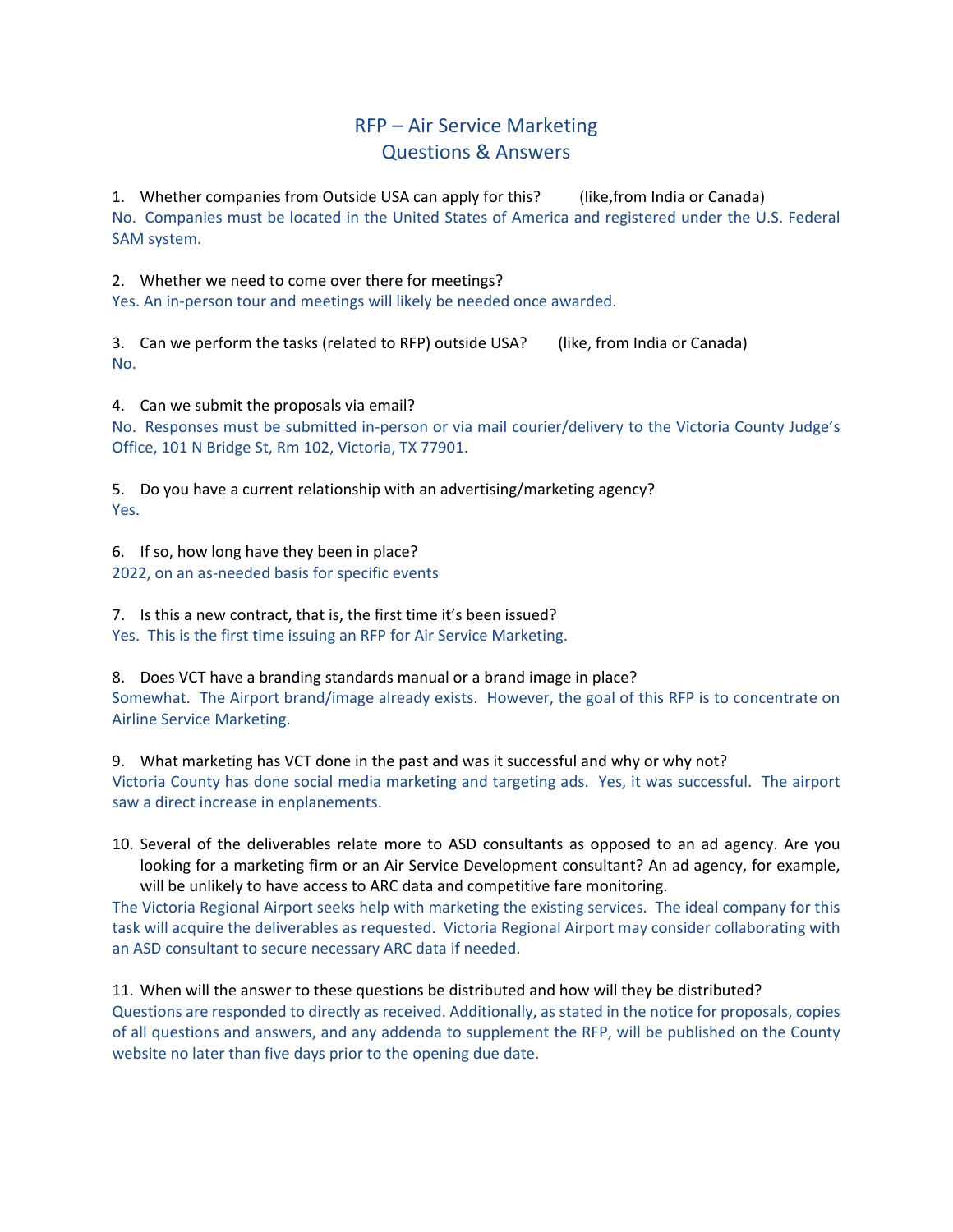# RFP – Air Service Marketing
# Questions & Answers

1. Whether companies from Outside USA can apply for this? (like,from India or Canada)

No. Companies must be located in the United States of America and registered under the U.S. Federal SAM system.

2. Whether we need to come over there for meetings?

Yes. An in-person tour and meetings will likely be needed once awarded.

3. Can we perform the tasks (related to RFP) outside USA? (like, from India or Canada)

No.

4. Can we submit the proposals via email?

No. Responses must be submitted in-person or via mail courier/delivery to the Victoria County Judge's Office, 101 N Bridge St, Rm 102, Victoria, TX 77901.

5. Do you have a current relationship with an advertising/marketing agency?

Yes.

6. If so, how long have they been in place?

2022, on an as-needed basis for specific events

7. Is this a new contract, that is, the first time it's been issued?

Yes. This is the first time issuing an RFP for Air Service Marketing.

8. Does VCT have a branding standards manual or a brand image in place?

Somewhat. The Airport brand/image already exists. However, the goal of this RFP is to concentrate on Airline Service Marketing.

9. What marketing has VCT done in the past and was it successful and why or why not?

Victoria County has done social media marketing and targeting ads. Yes, it was successful. The airport saw a direct increase in enplanements.

10. Several of the deliverables relate more to ASD consultants as opposed to an ad agency. Are you looking for a marketing firm or an Air Service Development consultant? An ad agency, for example, will be unlikely to have access to ARC data and competitive fare monitoring.

The Victoria Regional Airport seeks help with marketing the existing services. The ideal company for this task will acquire the deliverables as requested. Victoria Regional Airport may consider collaborating with an ASD consultant to secure necessary ARC data if needed.

11. When will the answer to these questions be distributed and how will they be distributed?

Questions are responded to directly as received. Additionally, as stated in the notice for proposals, copies of all questions and answers, and any addenda to supplement the RFP, will be published on the County website no later than five days prior to the opening due date.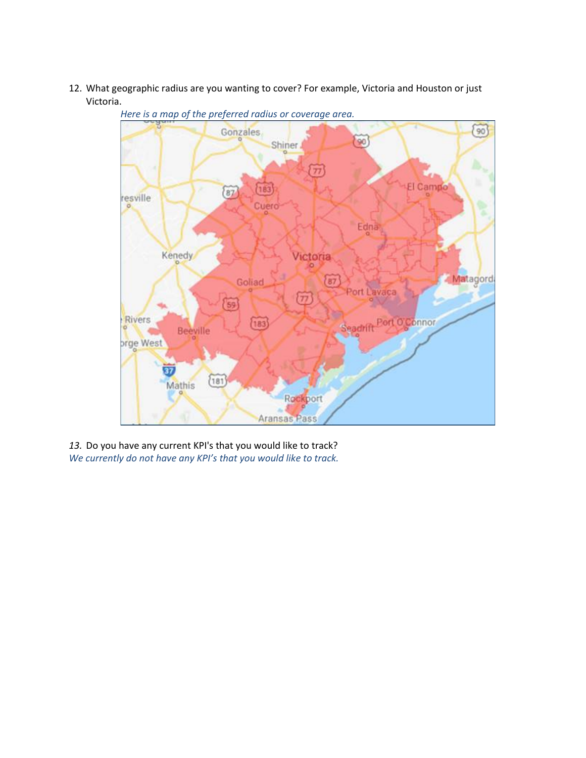12. What geographic radius are you wanting to cover? For example, Victoria and Houston or just Victoria.

    *Here is a map of the preferred radius or coverage area.*

*13.* Do you have any current KPI's that you would like to track?

*We currently do not have any KPI's that you would like to track.*